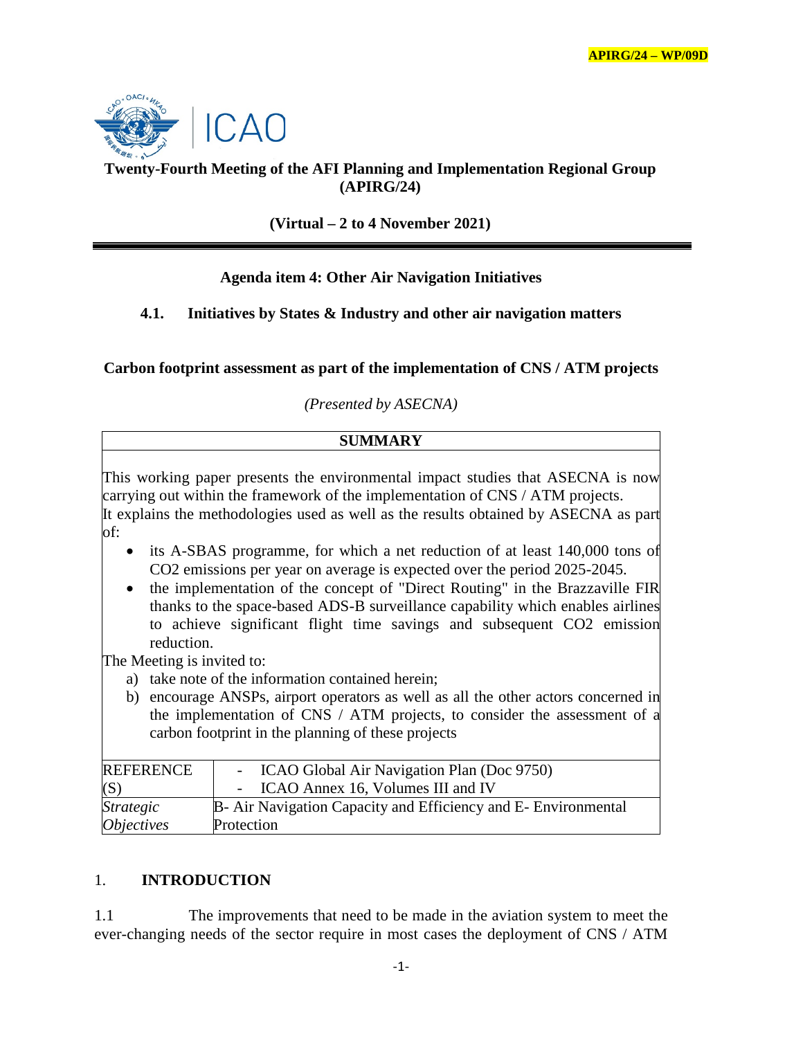APIRG/24 – WP/09D

**Twenty-Fourth Meeting of the AFI Planning and Implementation Regional Group (APIRG/24)**

**(Virtual – 2 to 4 November 2021)**

---

**Agenda item 4: Other Air Navigation Initiatives**

**4.1. Initiatives by States & Industry and other air navigation matters**

**Carbon footprint assessment as part of the implementation of CNS / ATM projects**

*(Presented by ASECNA)*

| **SUMMARY** |
|---|
| This working paper presents the environmental impact studies that ASECNA is now carrying out within the framework of the implementation of CNS / ATM projects.<br>It explains the methodologies used as well as the results obtained by ASECNA as part of:<br>• its A-SBAS programme, for which a net reduction of at least 140,000 tons of $CO_2$ emissions per year on average is expected over the period 2025-2045.<br>• the implementation of the concept of "Direct Routing" in the Brazzaville FIR thanks to the space-based ADS-B surveillance capability which enables airlines to achieve significant flight time savings and subsequent $CO_2$ emission reduction.<br>The Meeting is invited to:<br>a) take note of the information contained herein;<br>b) encourage ANSPs, airport operators as well as all the other actors concerned in the implementation of CNS / ATM projects, to consider the assessment of a carbon footprint in the planning of these projects |

| | |
|---|---|
| REFERENCE (S) | - ICAO Global Air Navigation Plan (Doc 9750)<br>- ICAO Annex 16, Volumes III and IV |
| *Strategic Objectives* | B- Air Navigation Capacity and Efficiency and E- Environmental Protection |

## 1. INTRODUCTION

1.1 The improvements that need to be made in the aviation system to meet the ever-changing needs of the sector require in most cases the deployment of CNS / ATM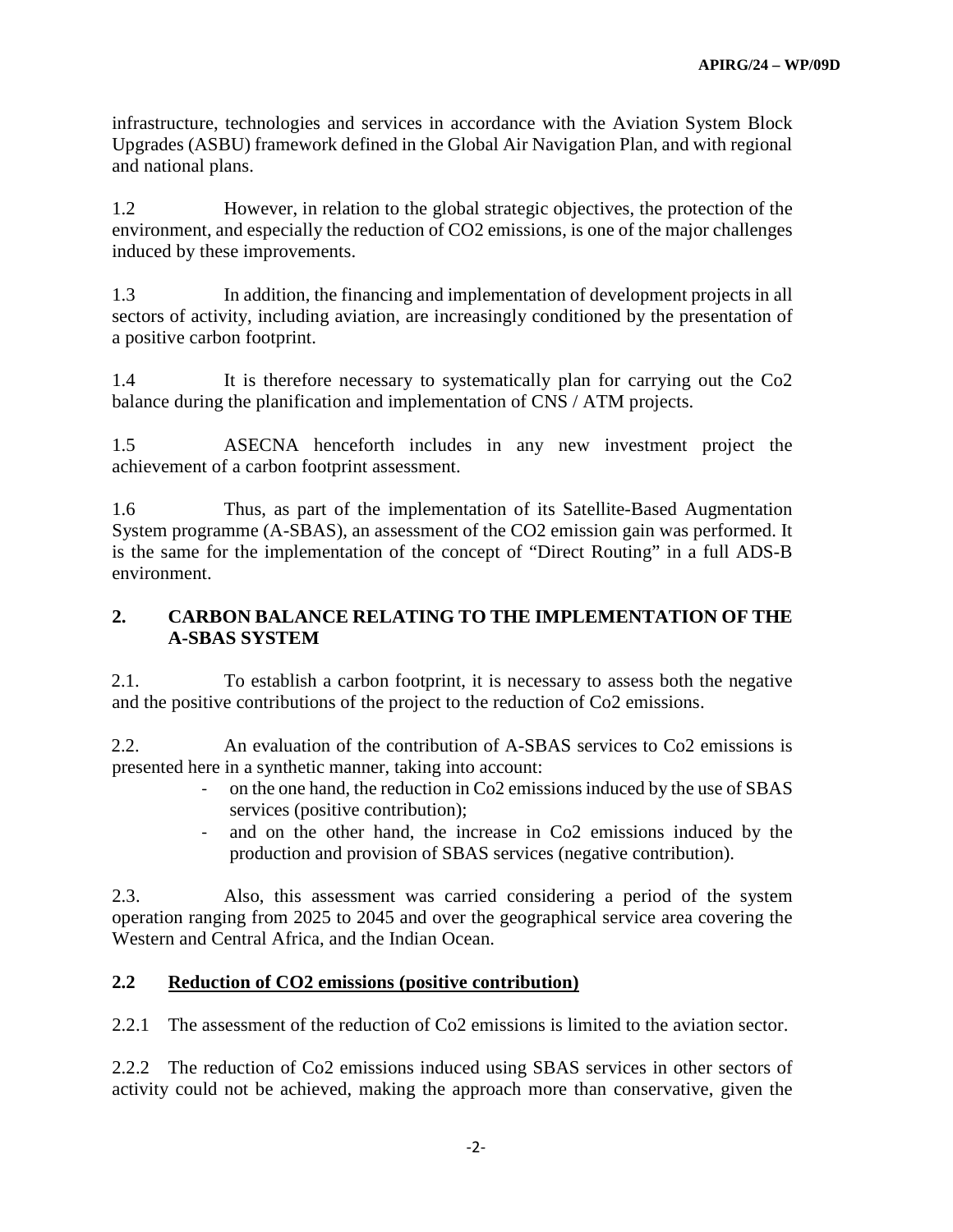infrastructure, technologies and services in accordance with the Aviation System Block Upgrades (ASBU) framework defined in the Global Air Navigation Plan, and with regional and national plans.

1.2 However, in relation to the global strategic objectives, the protection of the environment, and especially the reduction of $CO_2$ emissions, is one of the major challenges induced by these improvements.

1.3 In addition, the financing and implementation of development projects in all sectors of activity, including aviation, are increasingly conditioned by the presentation of a positive carbon footprint.

1.4 It is therefore necessary to systematically plan for carrying out the $Co_2$ balance during the planification and implementation of CNS / ATM projects.

1.5 ASECNA henceforth includes in any new investment project the achievement of a carbon footprint assessment.

1.6 Thus, as part of the implementation of its Satellite-Based Augmentation System programme (A-SBAS), an assessment of the $CO_2$ emission gain was performed. It is the same for the implementation of the concept of "Direct Routing" in a full ADS-B environment.

## 2. CARBON BALANCE RELATING TO THE IMPLEMENTATION OF THE A-SBAS SYSTEM

2.1. To establish a carbon footprint, it is necessary to assess both the negative and the positive contributions of the project to the reduction of $Co_2$ emissions.

2.2. An evaluation of the contribution of A-SBAS services to $Co_2$ emissions is presented here in a synthetic manner, taking into account:

- on the one hand, the reduction in $Co_2$ emissions induced by the use of SBAS services (positive contribution);
- and on the other hand, the increase in $Co_2$ emissions induced by the production and provision of SBAS services (negative contribution).

2.3. Also, this assessment was carried considering a period of the system operation ranging from 2025 to 2045 and over the geographical service area covering the Western and Central Africa, and the Indian Ocean.

### 2.2 <u>Reduction of $CO_2$ emissions (positive contribution)</u>

2.2.1 The assessment of the reduction of $Co_2$ emissions is limited to the aviation sector.

2.2.2 The reduction of $Co_2$ emissions induced using SBAS services in other sectors of activity could not be achieved, making the approach more than conservative, given the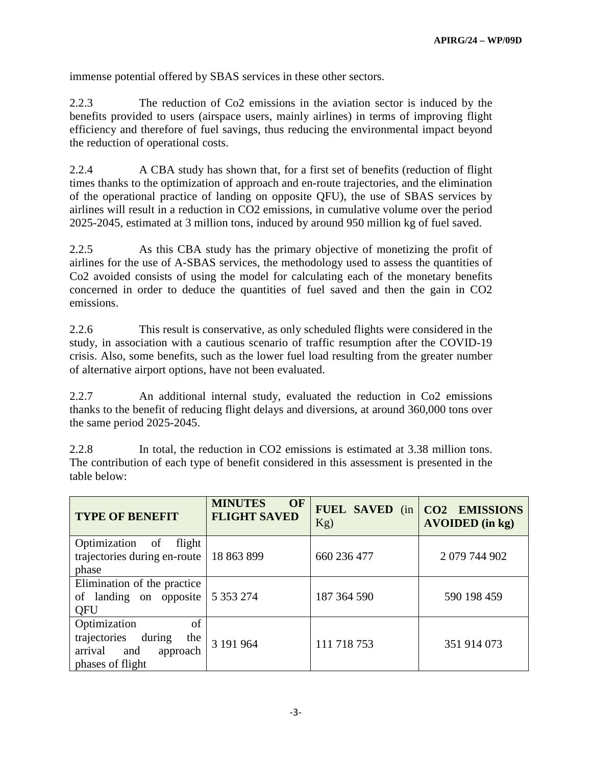immense potential offered by SBAS services in these other sectors.

2.2.3 The reduction of $CO_2$ emissions in the aviation sector is induced by the benefits provided to users (airspace users, mainly airlines) in terms of improving flight efficiency and therefore of fuel savings, thus reducing the environmental impact beyond the reduction of operational costs.

2.2.4 A CBA study has shown that, for a first set of benefits (reduction of flight times thanks to the optimization of approach and en-route trajectories, and the elimination of the operational practice of landing on opposite QFU), the use of SBAS services by airlines will result in a reduction in $CO_2$ emissions, in cumulative volume over the period 2025-2045, estimated at 3 million tons, induced by around 950 million kg of fuel saved.

2.2.5 As this CBA study has the primary objective of monetizing the profit of airlines for the use of A-SBAS services, the methodology used to assess the quantities of $CO_2$ avoided consists of using the model for calculating each of the monetary benefits concerned in order to deduce the quantities of fuel saved and then the gain in $CO_2$ emissions.

2.2.6 This result is conservative, as only scheduled flights were considered in the study, in association with a cautious scenario of traffic resumption after the COVID-19 crisis. Also, some benefits, such as the lower fuel load resulting from the greater number of alternative airport options, have not been evaluated.

2.2.7 An additional internal study, evaluated the reduction in $CO_2$ emissions thanks to the benefit of reducing flight delays and diversions, at around 360,000 tons over the same period 2025-2045.

2.2.8 In total, the reduction in $CO_2$ emissions is estimated at 3.38 million tons. The contribution of each type of benefit considered in this assessment is presented in the table below:

| **TYPE OF BENEFIT** | **MINUTES OF FLIGHT SAVED** | **FUEL SAVED** (in Kg) | **$CO_2$ EMISSIONS AVOIDED (in kg)** |
|---|---|---|---|
| Optimization of flight trajectories during en-route phase | 18 863 899 | 660 236 477 | 2 079 744 902 |
| Elimination of the practice of landing on opposite QFU | 5 353 274 | 187 364 590 | 590 198 459 |
| Optimization of trajectories during the arrival and approach phases of flight | 3 191 964 | 111 718 753 | 351 914 073 |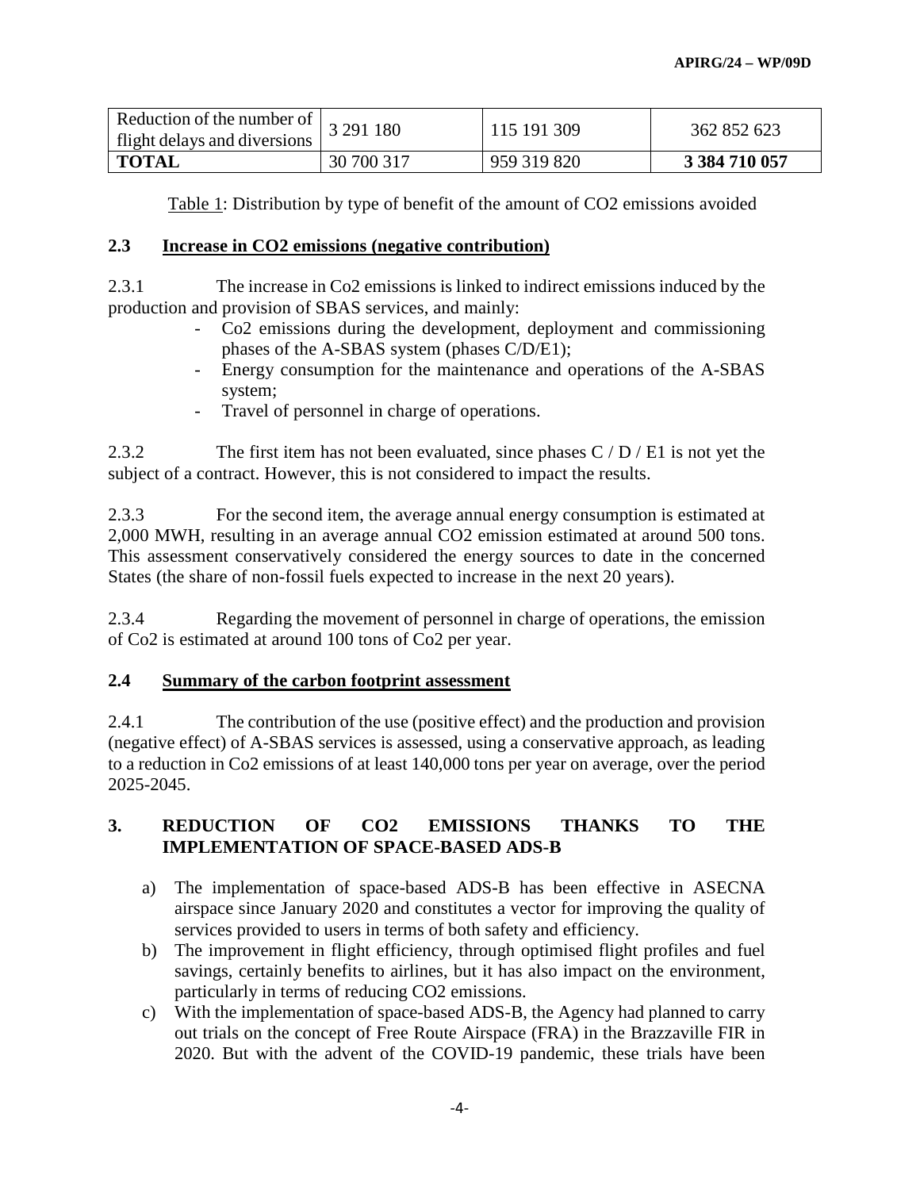| | | | |
|---|---|---|---|
| Reduction of the number of flight delays and diversions | 3 291 180 | 115 191 309 | 362 852 623 |
| **TOTAL** | 30 700 317 | 959 319 820 | **3 384 710 057** |

Table 1: Distribution by type of benefit of the amount of CO2 emissions avoided

### 2.3 Increase in CO2 emissions (negative contribution)

2.3.1 The increase in Co2 emissions is linked to indirect emissions induced by the production and provision of SBAS services, and mainly:

- Co2 emissions during the development, deployment and commissioning phases of the A-SBAS system (phases C/D/E1);
- Energy consumption for the maintenance and operations of the A-SBAS system;
- Travel of personnel in charge of operations.

2.3.2 The first item has not been evaluated, since phases C / D / E1 is not yet the subject of a contract. However, this is not considered to impact the results.

2.3.3 For the second item, the average annual energy consumption is estimated at 2,000 MWH, resulting in an average annual CO2 emission estimated at around 500 tons. This assessment conservatively considered the energy sources to date in the concerned States (the share of non-fossil fuels expected to increase in the next 20 years).

2.3.4 Regarding the movement of personnel in charge of operations, the emission of Co2 is estimated at around 100 tons of Co2 per year.

### 2.4 Summary of the carbon footprint assessment

2.4.1 The contribution of the use (positive effect) and the production and provision (negative effect) of A-SBAS services is assessed, using a conservative approach, as leading to a reduction in Co2 emissions of at least 140,000 tons per year on average, over the period 2025-2045.

## 3. REDUCTION OF CO2 EMISSIONS THANKS TO THE IMPLEMENTATION OF SPACE-BASED ADS-B

a) The implementation of space-based ADS-B has been effective in ASECNA airspace since January 2020 and constitutes a vector for improving the quality of services provided to users in terms of both safety and efficiency.

b) The improvement in flight efficiency, through optimised flight profiles and fuel savings, certainly benefits to airlines, but it has also impact on the environment, particularly in terms of reducing CO2 emissions.

c) With the implementation of space-based ADS-B, the Agency had planned to carry out trials on the concept of Free Route Airspace (FRA) in the Brazzaville FIR in 2020. But with the advent of the COVID-19 pandemic, these trials have been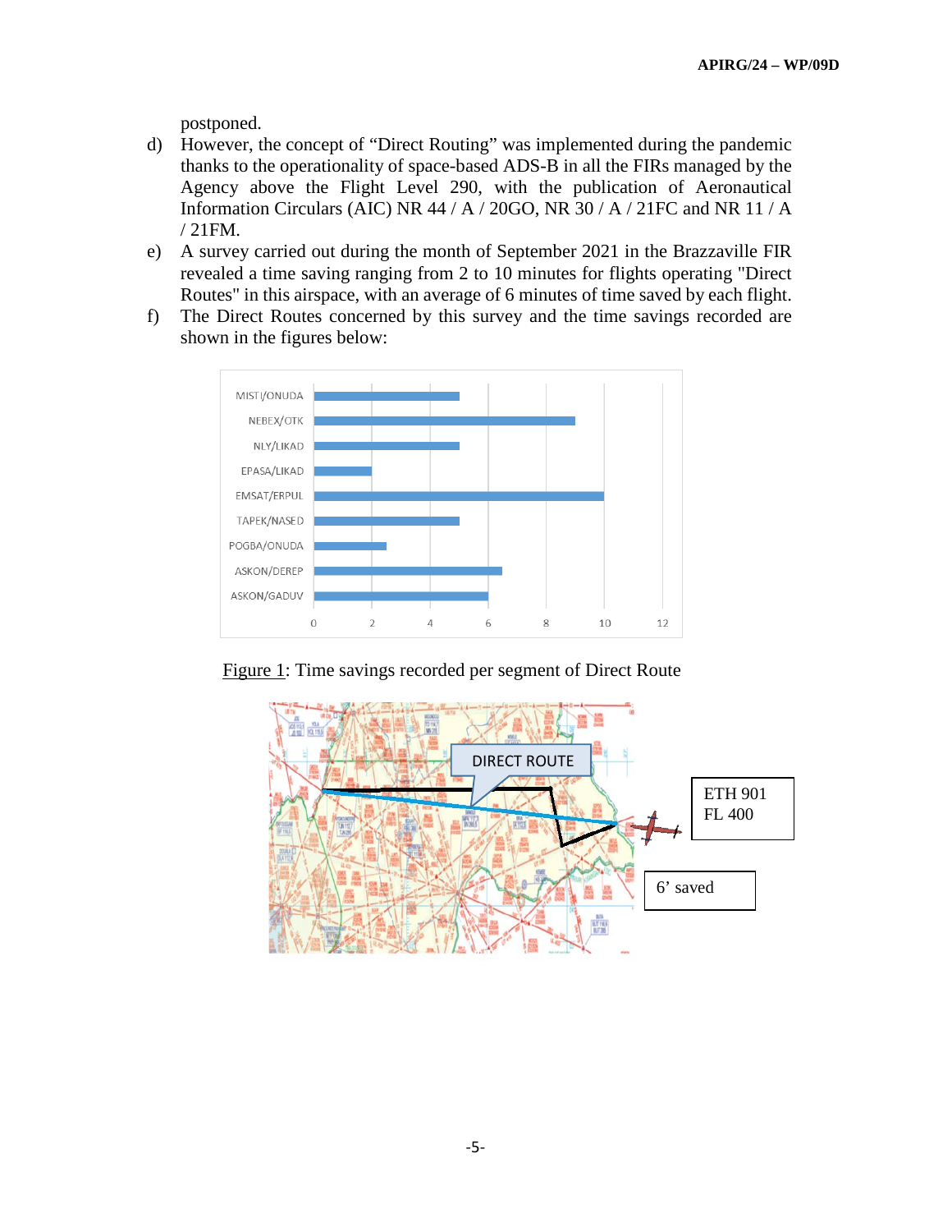postponed.

d) However, the concept of "Direct Routing" was implemented during the pandemic thanks to the operationality of space-based ADS-B in all the FIRs managed by the Agency above the Flight Level 290, with the publication of Aeronautical Information Circulars (AIC) NR 44 / A / 20GO, NR 30 / A / 21FC and NR 11 / A / 21FM.

e) A survey carried out during the month of September 2021 in the Brazzaville FIR revealed a time saving ranging from 2 to 10 minutes for flights operating "Direct Routes" in this airspace, with an average of 6 minutes of time saved by each flight.

f) The Direct Routes concerned by this survey and the time savings recorded are shown in the figures below:

MISTI/ONUDA
NEBEX/OTK
NLY/LIKAD
EPASA/LIKAD
EMSAT/ERPUL
TAPEK/NASED
POGBA/ONUDA
ASKON/DEREP
ASKON/GADUV

0 2 4 6 8 10 12

Figure 1: Time savings recorded per segment of Direct Route

DIRECT ROUTE

ETH 901
FL 400

6' saved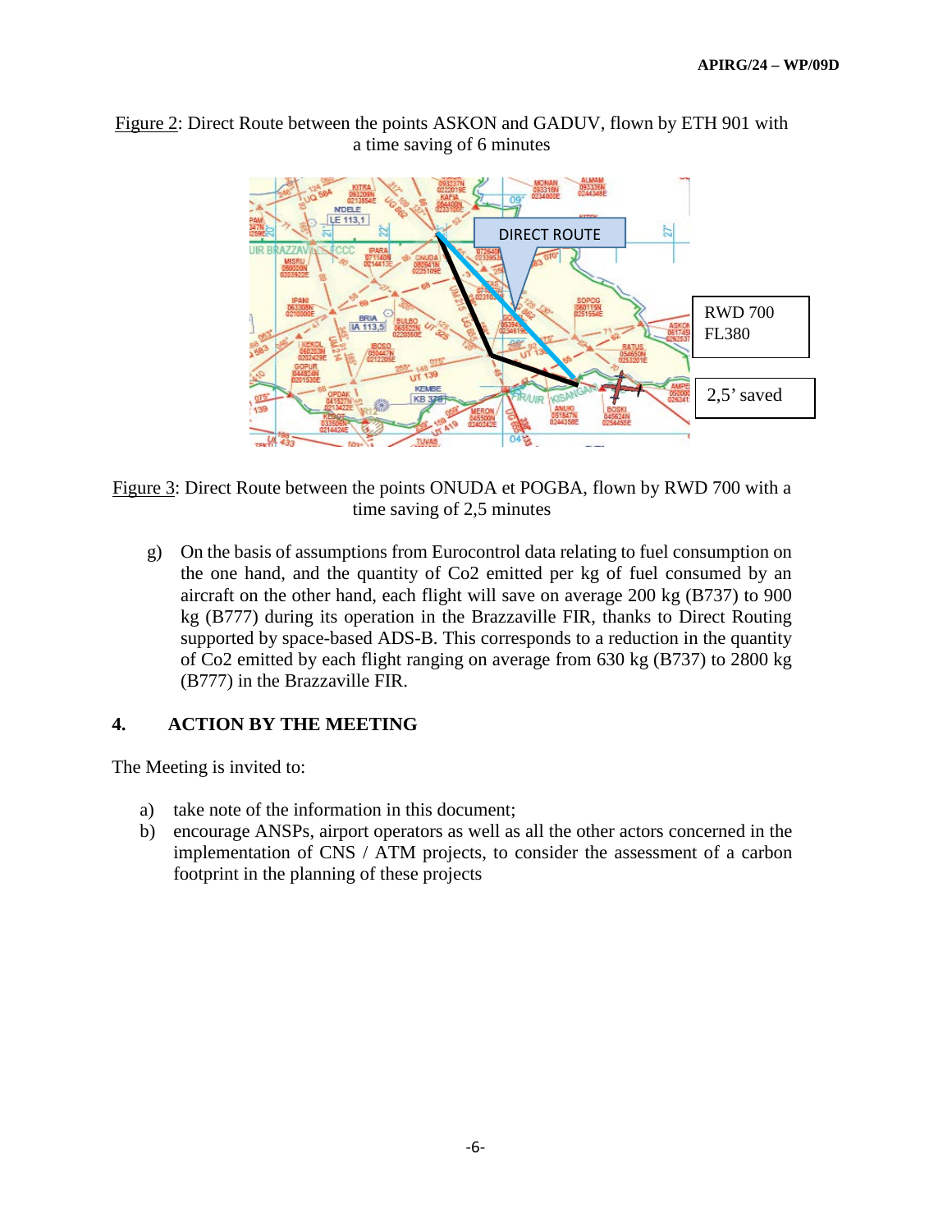Figure 2: Direct Route between the points ASKON and GADUV, flown by ETH 901 with a time saving of 6 minutes

DIRECT ROUTE

RWD 700
FL380

2,5' saved

Figure 3: Direct Route between the points ONUDA et POGBA, flown by RWD 700 with a time saving of 2,5 minutes

g) On the basis of assumptions from Eurocontrol data relating to fuel consumption on the one hand, and the quantity of $CO_2$ emitted per kg of fuel consumed by an aircraft on the other hand, each flight will save on average 200 kg (B737) to 900 kg (B777) during its operation in the Brazzaville FIR, thanks to Direct Routing supported by space-based ADS-B. This corresponds to a reduction in the quantity of $CO_2$ emitted by each flight ranging on average from 630 kg (B737) to 2800 kg (B777) in the Brazzaville FIR.

## 4. ACTION BY THE MEETING

The Meeting is invited to:

a) take note of the information in this document;
b) encourage ANSPs, airport operators as well as all the other actors concerned in the implementation of CNS / ATM projects, to consider the assessment of a carbon footprint in the planning of these projects